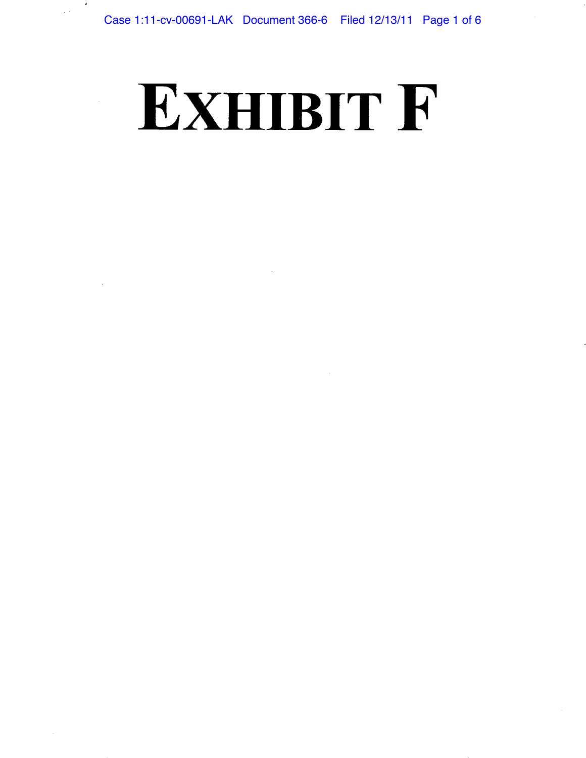# EXHIBIT F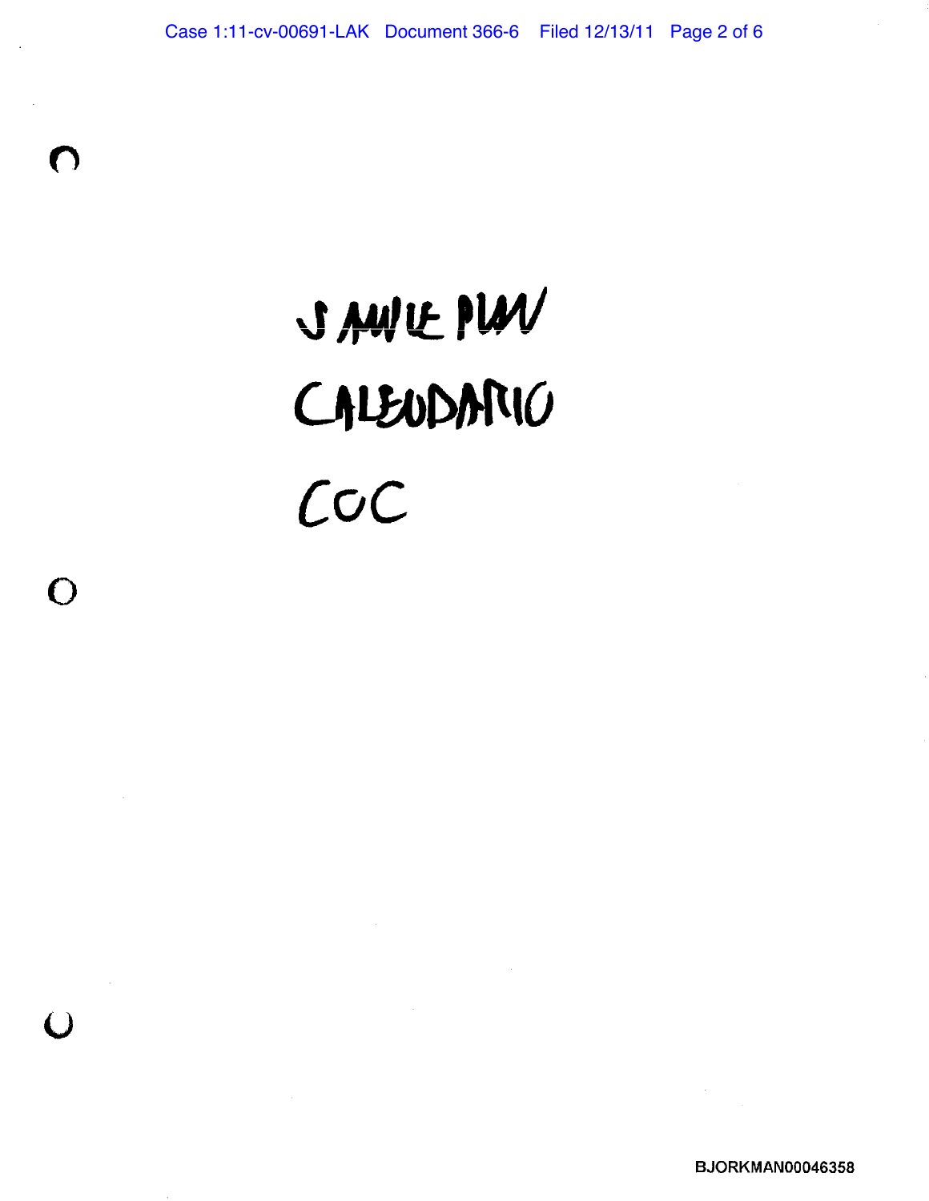SAMPLE PLAN

CALENDARIO

COC

BJORKMAN00046358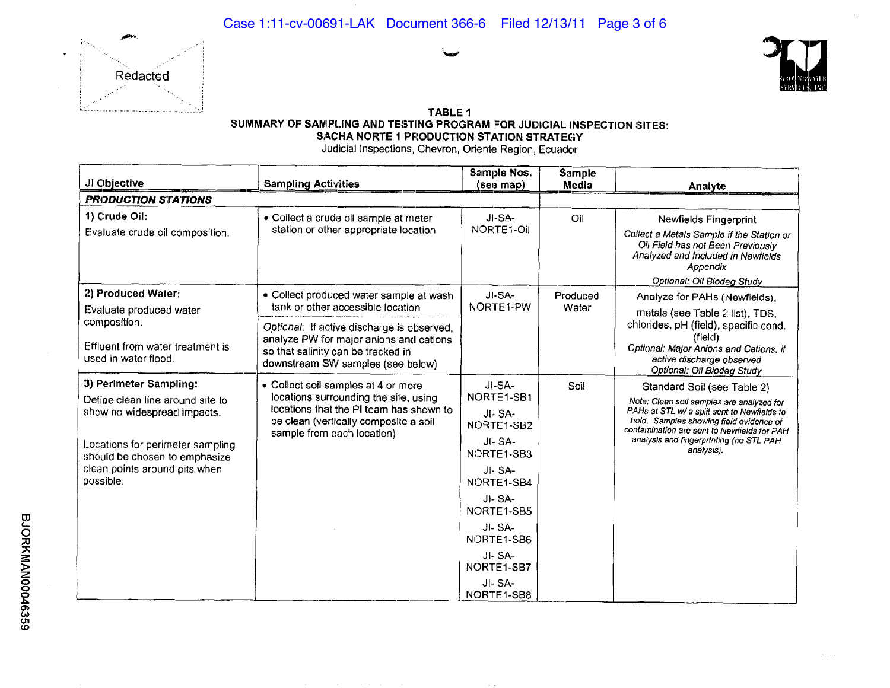Redacted

**TABLE 1**
**SUMMARY OF SAMPLING AND TESTING PROGRAM FOR JUDICIAL INSPECTION SITES:**
**SACHA NORTE 1 PRODUCTION STATION STRATEGY**
Judicial Inspections, Chevron, Oriente Region, Ecuador

| JI Objective | Sampling Activities | Sample Nos. (see map) | Sample Media | Analyte |
|---|---|---|---|---|
| ***PRODUCTION STATIONS*** | | | | |
| **1) Crude Oil:** Evaluate crude oil composition. | • Collect a crude oil sample at meter station or other appropriate location | JI-SA-NORTE1-Oil | Oil | Newfields Fingerprint *Collect a Metals Sample if the Station or Oil Field has not Been Previously Analyzed and Included in Newfields Appendix* *Optional: Oil Biodeg Study* |
| **2) Produced Water:** Evaluate produced water composition. Effluent from water treatment is used in water flood. | • Collect produced water sample at wash tank or other accessible location *Optional*: If active discharge is observed, analyze PW for major anions and cations so that salinity can be tracked in downstream SW samples (see below) | JI-SA-NORTE1-PW | Produced Water | Analyze for PAHs (Newfields), metals (see Table 2 list), TDS, chlorides, pH (field), specific cond. (field) *Optional: Major Anions and Cations, if active discharge observed* *Optional: Oil Biodeg Study* |
| **3) Perimeter Sampling:** Define clean line around site to show no widespread impacts. Locations for perimeter sampling should be chosen to emphasize clean points around pits when possible. | • Collect soil samples at 4 or more locations surrounding the site, using locations that the PI team has shown to be clean (vertically composite a soil sample from each location) | JI-SA-NORTE1-SB1 JI- SA-NORTE1-SB2 JI- SA-NORTE1-SB3 JI- SA-NORTE1-SB4 JI- SA-NORTE1-SB5 JI- SA-NORTE1-SB6 JI- SA-NORTE1-SB7 JI- SA-NORTE1-SB8 | Soil | Standard Soil (see Table 2) *Note: Clean soil samples are analyzed for PAHs at STL w/ a split sent to Newfields to hold. Samples showing field evidence of contamination are sent to Newfields for PAH analysis and fingerprinting (no STL PAH analysis).* |

BJORKMAN00046359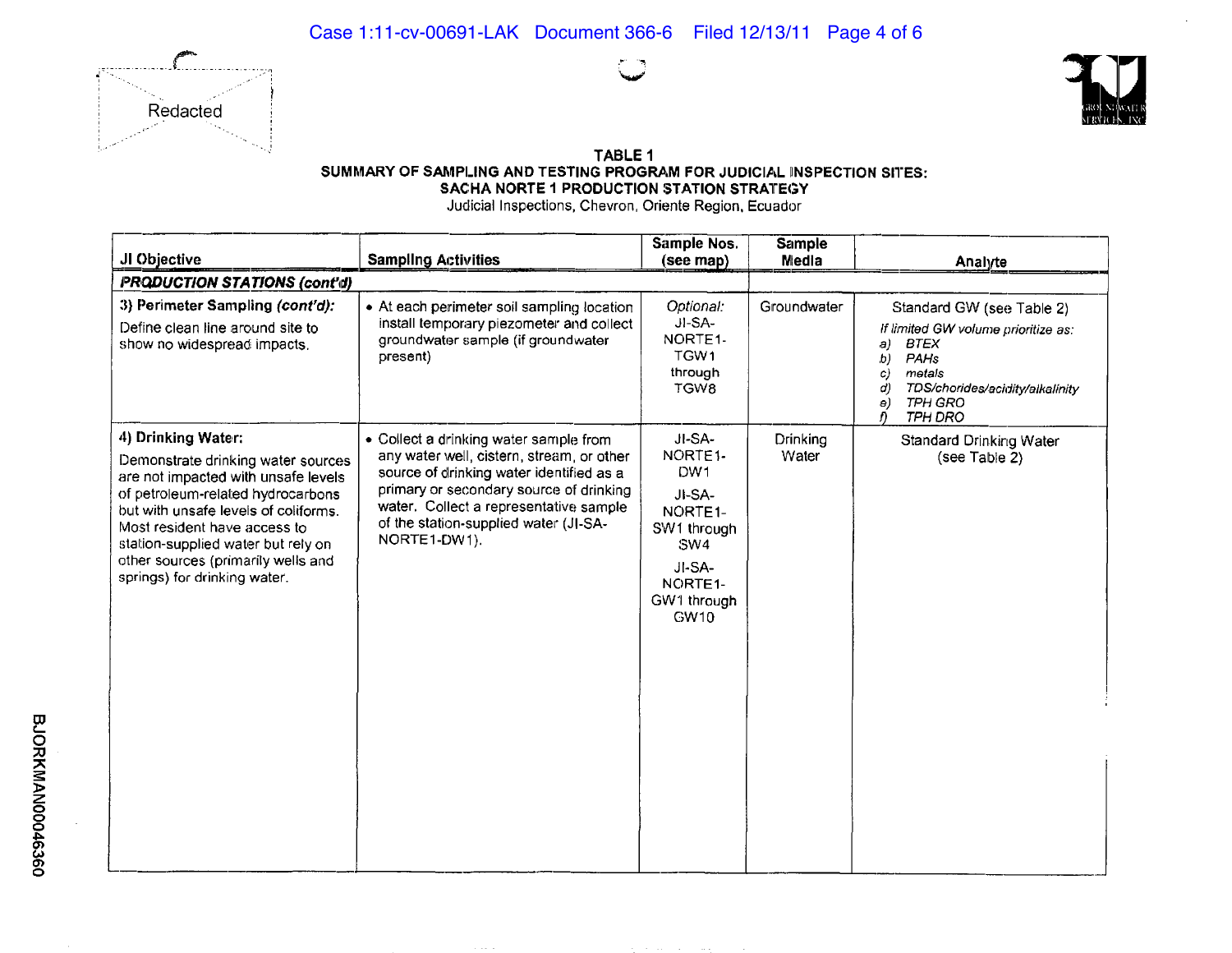Redacted

**TABLE 1**
**SUMMARY OF SAMPLING AND TESTING PROGRAM FOR JUDICIAL INSPECTION SITES:**
**SACHA NORTE 1 PRODUCTION STATION STRATEGY**
Judicial Inspections, Chevron, Oriente Region, Ecuador

| JI Objective | Sampling Activities | Sample Nos. (see map) | Sample Media | Analyte |
|---|---|---|---|---|
| ***PRODUCTION STATIONS (cont'd)*** | | | | |
| **3) Perimeter Sampling *(cont'd)*:** Define clean line around site to show no widespread impacts. | • At each perimeter soil sampling location install temporary piezometer and collect groundwater sample (if groundwater present) | *Optional:* JI-SA-NORTE1-TGW1 through TGW8 | Groundwater | Standard GW (see Table 2) *If limited GW volume prioritize as:* *a) BTEX* *b) PAHs* *c) metals* *d) TDS/chorides/acidity/alkalinity* *e) TPH GRO* *f) TPH DRO* |
| **4) Drinking Water:** Demonstrate drinking water sources are not impacted with unsafe levels of petroleum-related hydrocarbons but with unsafe levels of coliforms. Most resident have access to station-supplied water but rely on other sources (primarily wells and springs) for drinking water. | • Collect a drinking water sample from any water well, cistern, stream, or other source of drinking water identified as a primary or secondary source of drinking water. Collect a representative sample of the station-supplied water (JI-SA-NORTE1-DW1). | JI-SA-NORTE1-DW1; JI-SA-NORTE1-SW1 through SW4; JI-SA-NORTE1-GW1 through GW10 | Drinking Water | Standard Drinking Water (see Table 2) |

BJORKMAN00046360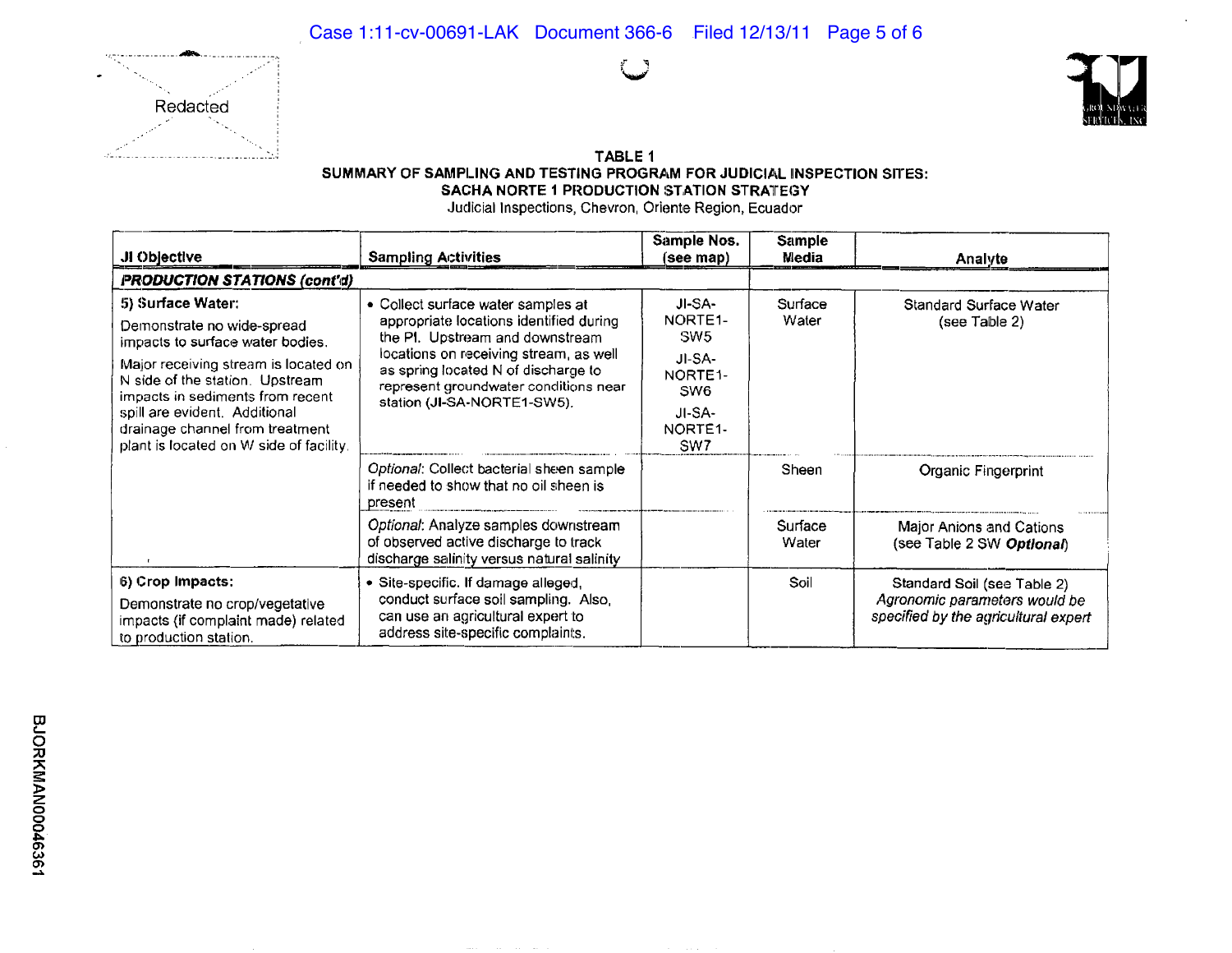Redacted

**TABLE 1**
**SUMMARY OF SAMPLING AND TESTING PROGRAM FOR JUDICIAL INSPECTION SITES:**
**SACHA NORTE 1 PRODUCTION STATION STRATEGY**
Judicial Inspections, Chevron, Oriente Region, Ecuador

| JI Objective | Sampling Activities | Sample Nos. (see map) | Sample Media | Analyte |
|---|---|---|---|---|
| ***PRODUCTION STATIONS (cont'd)*** | | | | |
| **5) Surface Water:** Demonstrate no wide-spread impacts to surface water bodies. Major receiving stream is located on N side of the station. Upstream impacts in sediments from recent spill are evident. Additional drainage channel from treatment plant is located on W side of facility. | • Collect surface water samples at appropriate locations identified during the PI. Upstream and downstream locations on receiving stream, as well as spring located N of discharge to represent groundwater conditions near station (JI-SA-NORTE1-SW5). | JI-SA-NORTE1-SW5<br>JI-SA-NORTE1-SW6<br>JI-SA-NORTE1-SW7 | Surface Water | Standard Surface Water (see Table 2) |
| | *Optional*: Collect bacterial sheen sample if needed to show that no oil sheen is present | | Sheen | Organic Fingerprint |
| | *Optional*: Analyze samples downstream of observed active discharge to track discharge salinity versus natural salinity | | Surface Water | Major Anions and Cations (see Table 2 SW ***Optional***) |
| **6) Crop Impacts:** Demonstrate no crop/vegetative impacts (if complaint made) related to production station. | • Site-specific. If damage alleged, conduct surface soil sampling. Also, can use an agricultural expert to address site-specific complaints. | | Soil | Standard Soil (see Table 2) *Agronomic parameters would be specified by the agricultural expert* |

BJORKMAN00046361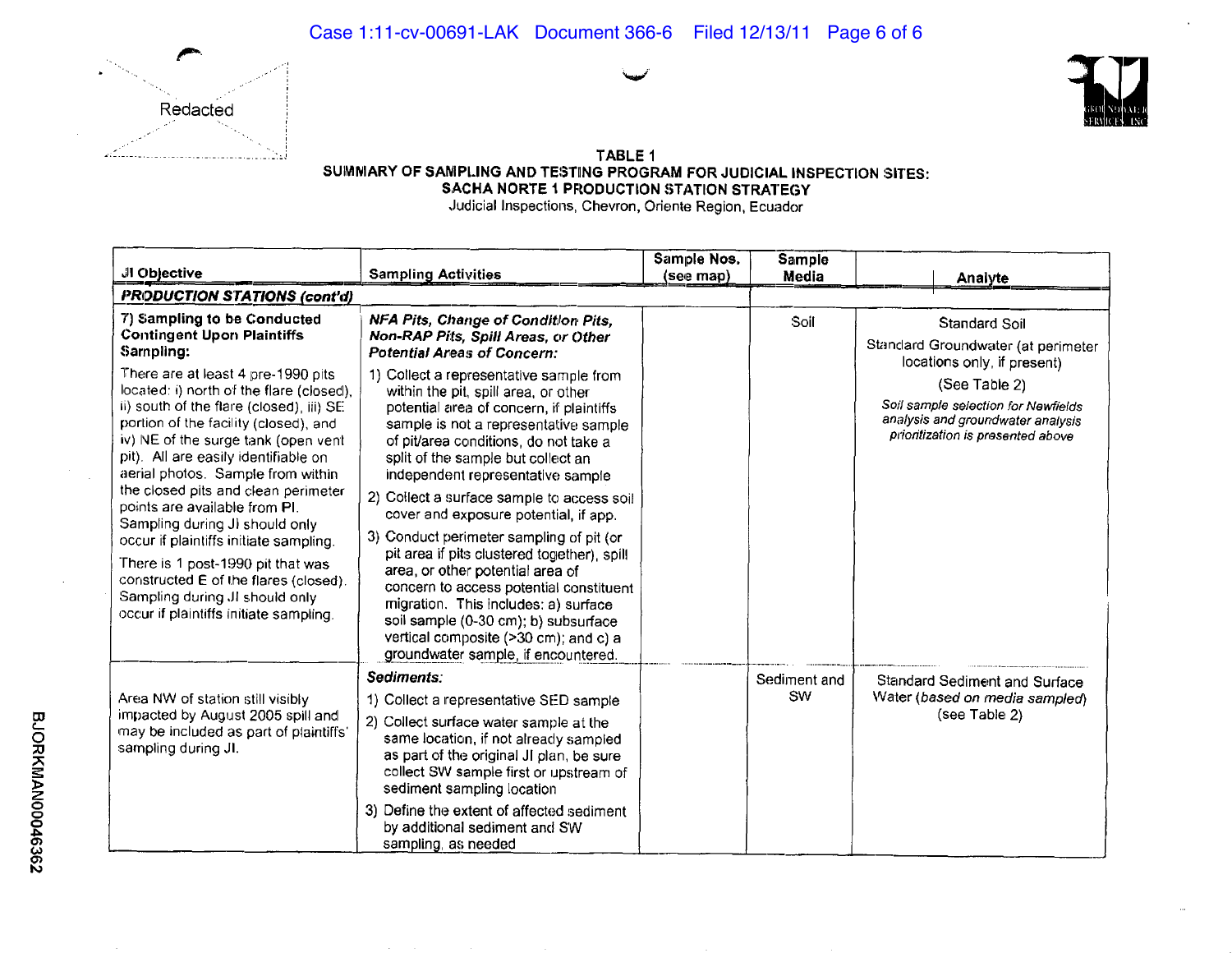Redacted

**TABLE 1**
**SUMMARY OF SAMPLING AND TESTING PROGRAM FOR JUDICIAL INSPECTION SITES:**
**SACHA NORTE 1 PRODUCTION STATION STRATEGY**
Judicial Inspections, Chevron, Oriente Region, Ecuador

| JI Objective | Sampling Activities | Sample Nos. (see map) | Sample Media | Analyte |
|---|---|---|---|---|
| ***PRODUCTION STATIONS (cont'd)*** | | | | |
| **7) Sampling to be Conducted Contingent Upon Plaintiffs Sampling:** There are at least 4 pre-1990 pits located: i) north of the flare (closed), ii) south of the flare (closed), iii) SE portion of the facility (closed), and iv) NE of the surge tank (open vent pit). All are easily identifiable on aerial photos. Sample from within the closed pits and clean perimeter points are available from PI. Sampling during JI should only occur if plaintiffs initiate sampling. There is 1 post-1990 pit that was constructed E of the flares (closed). Sampling during JI should only occur if plaintiffs initiate sampling. | ***NFA Pits, Change of Condition Pits, Non-RAP Pits, Spill Areas, or Other Potential Areas of Concern:*** 1) Collect a representative sample from within the pit, spill area, or other potential area of concern, if plaintiffs sample is not a representative sample of pit/area conditions, do not take a split of the sample but collect an independent representative sample 2) Collect a surface sample to access soil cover and exposure potential, if app. 3) Conduct perimeter sampling of pit (or pit area if pits clustered together), spill area, or other potential area of concern to access potential constituent migration. This includes: a) surface soil sample (0-30 cm); b) subsurface vertical composite (>30 cm); and c) a groundwater sample, if encountered. | | Soil | Standard Soil Standard Groundwater (at perimeter locations only, if present) (See Table 2) *Soil sample selection for Newfields analysis and groundwater analysis prioritization is presented above* |
| Area NW of station still visibly impacted by August 2005 spill and may be included as part of plaintiffs' sampling during JI. | ***Sediments:*** 1) Collect a representative SED sample 2) Collect surface water sample at the same location, if not already sampled as part of the original JI plan, be sure collect SW sample first or upstream of sediment sampling location 3) Define the extent of affected sediment by additional sediment and SW sampling, as needed | | Sediment and SW | Standard Sediment and Surface Water (*based on media sampled*) (see Table 2) |

BJORKMAN0004636​2